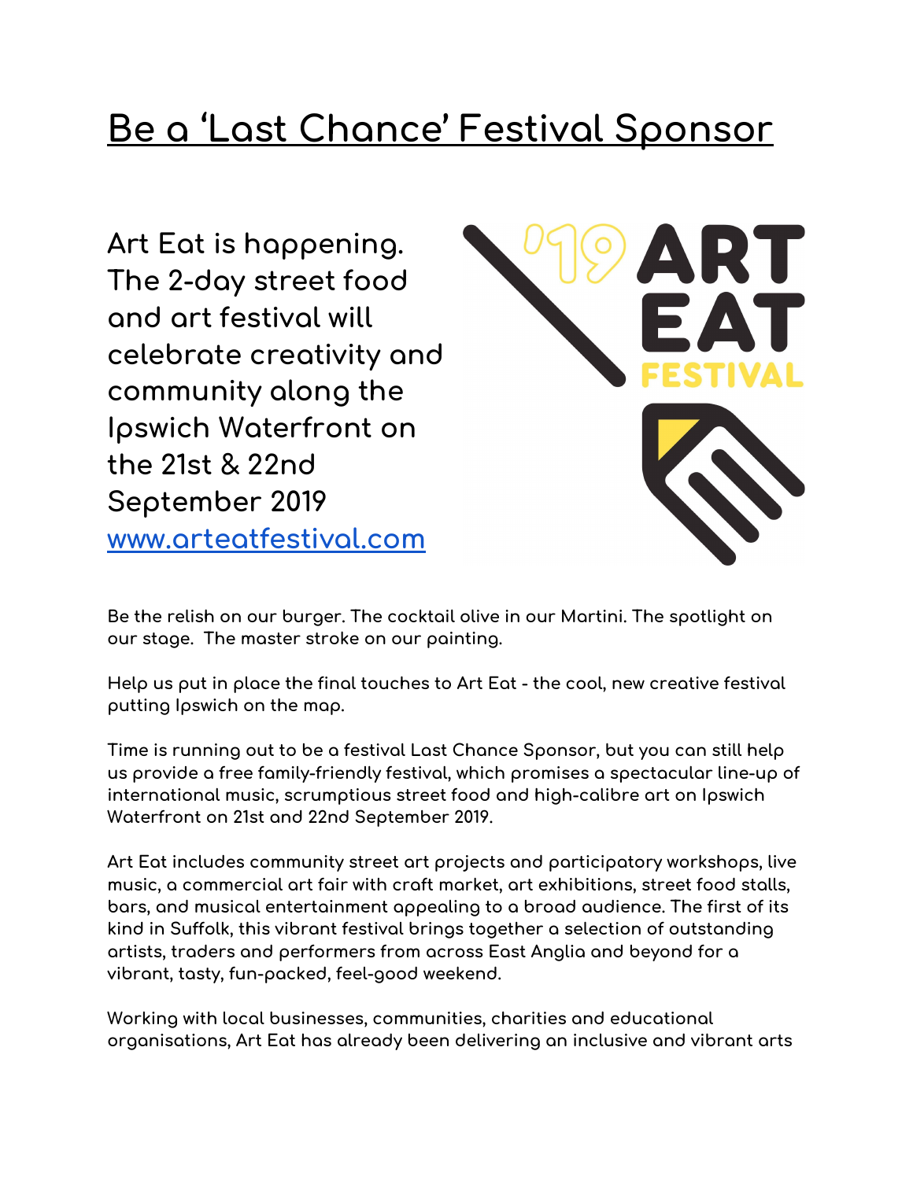# Be a 'Last Chance' Festival Sponsor

## Art Eat is happening. The 2-day street food and art festival will celebrate creativity and community along the Ipswich Waterfront on the 21st & 22nd September 2019

## [www.arteatfestival.com](http://www.arteatfestival.com)

Be the relish on our burger. The cocktail olive in our Martini. The spotlight on our stage. The master stroke on our painting.

Help us put in place the final touches to Art Eat - the cool, new creative festival putting Ipswich on the map.

Time is running out to be a festival Last Chance Sponsor, but you can still help us provide a free family-friendly festival, which promises a spectacular line-up of international music, scrumptious street food and high-calibre art on Ipswich Waterfront on 21st and 22nd September 2019.

Art Eat includes community street art projects and participatory workshops, live music, a commercial art fair with craft market, art exhibitions, street food stalls, bars, and musical entertainment appealing to a broad audience. The first of its kind in Suffolk, this vibrant festival brings together a selection of outstanding artists, traders and performers from across East Anglia and beyond for a vibrant, tasty, fun-packed, feel-good weekend.

Working with local businesses, communities, charities and educational organisations, Art Eat has already been delivering an inclusive and vibrant arts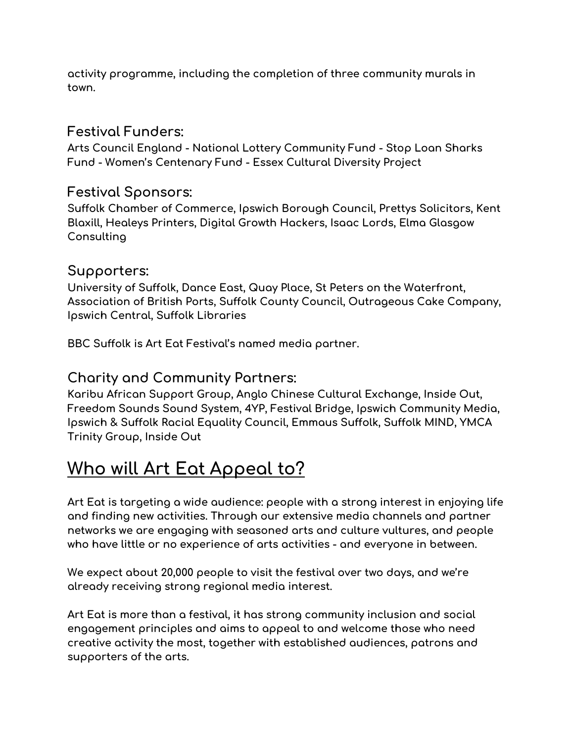activity programme, including the completion of three community murals in town.

### Festival Funders:

Arts Council England - National Lottery Community Fund - Stop Loan Sharks Fund - Women's Centenary Fund - Essex Cultural Diversity Project

### Festival Sponsors:

Suffolk Chamber of Commerce, Ipswich Borough Council, Prettys Solicitors, Kent Blaxill, Healeys Printers, Digital Growth Hackers, Isaac Lords, Elma Glasgow Consulting

### Supporters:

University of Suffolk, Dance East, Quay Place, St Peters on the Waterfront, Association of British Ports, Suffolk County Council, Outrageous Cake Company, Ipswich Central, Suffolk Libraries

BBC Suffolk is Art Eat Festival's named media partner.

### Charity and Community Partners:

Karibu African Support Group, Anglo Chinese Cultural Exchange, Inside Out, Freedom Sounds Sound System, 4YP, Festival Bridge, Ipswich Community Media, Ipswich & Suffolk Racial Equality Council, Emmaus Suffolk, Suffolk MIND, YMCA Trinity Group, Inside Out

## Who will Art Eat Appeal to?

Art Eat is targeting a wide audience: people with a strong interest in enjoying life and finding new activities. Through our extensive media channels and partner networks we are engaging with seasoned arts and culture vultures, and people who have little or no experience of arts activities - and everyone in between.

We expect about 20,000 people to visit the festival over two days, and we're already receiving strong regional media interest.

Art Eat is more than a festival, it has strong community inclusion and social engagement principles and aims to appeal to and welcome those who need creative activity the most, together with established audiences, patrons and supporters of the arts.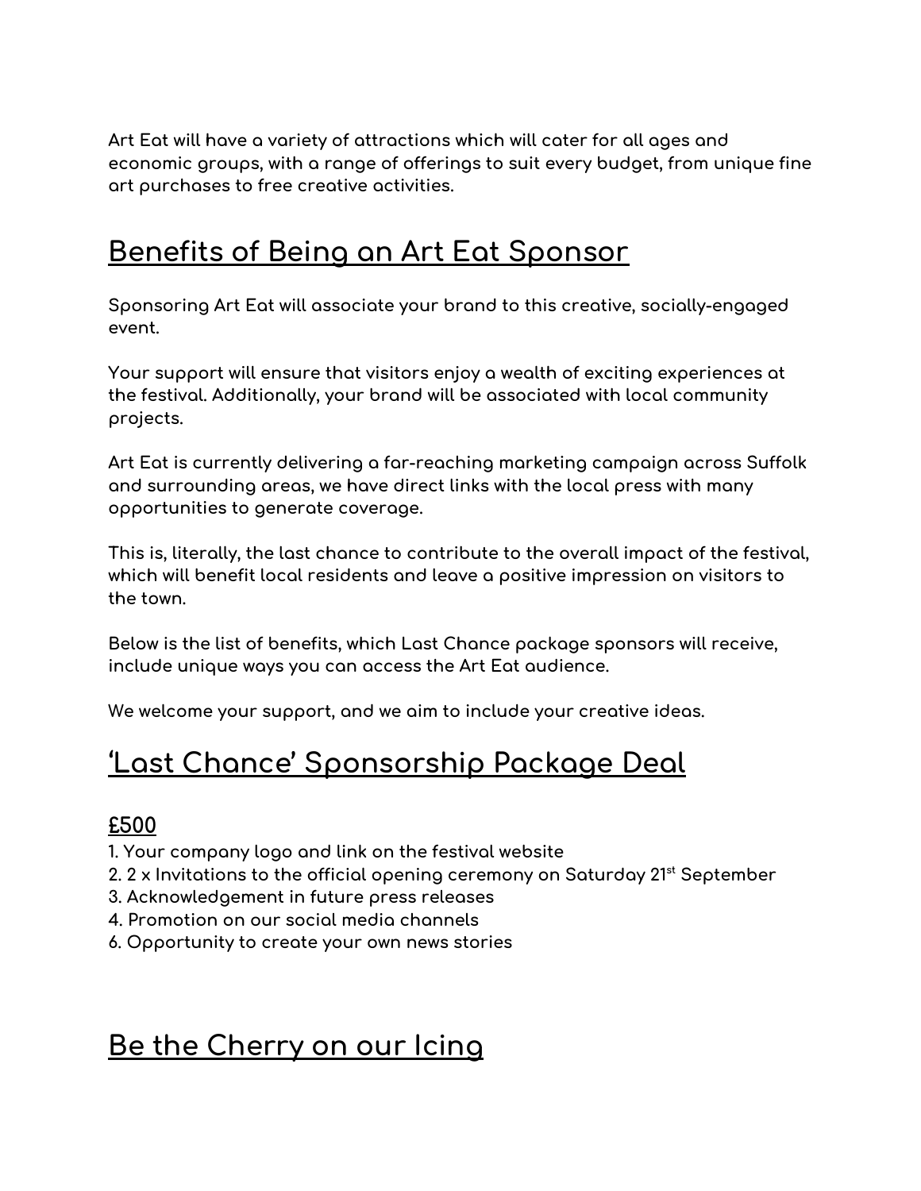Art Eat will have a variety of attractions which will cater for all ages and economic groups, with a range of offerings to suit every budget, from unique fine art purchases to free creative activities.

## Benefits of Being an Art Eat Sponsor

Sponsoring Art Eat will associate your brand to this creative, socially-engaged event.

Your support will ensure that visitors enjoy a wealth of exciting experiences at the festival. Additionally, your brand will be associated with local community projects.

Art Eat is currently delivering a far-reaching marketing campaign across Suffolk and surrounding areas, we have direct links with the local press with many opportunities to generate coverage.

This is, literally, the last chance to contribute to the overall impact of the festival, which will benefit local residents and leave a positive impression on visitors to the town.

Below is the list of benefits, which Last Chance package sponsors will receive, include unique ways you can access the Art Eat audience.

We welcome your support, and we aim to include your creative ideas.

## 'Last Chance' Sponsorship Package Deal

### £500

1. Your company logo and link on the festival website
2. 2 x Invitations to the official opening ceremony on Saturday 21st September
3. Acknowledgement in future press releases
4. Promotion on our social media channels
6. Opportunity to create your own news stories

## Be the Cherry on our Icing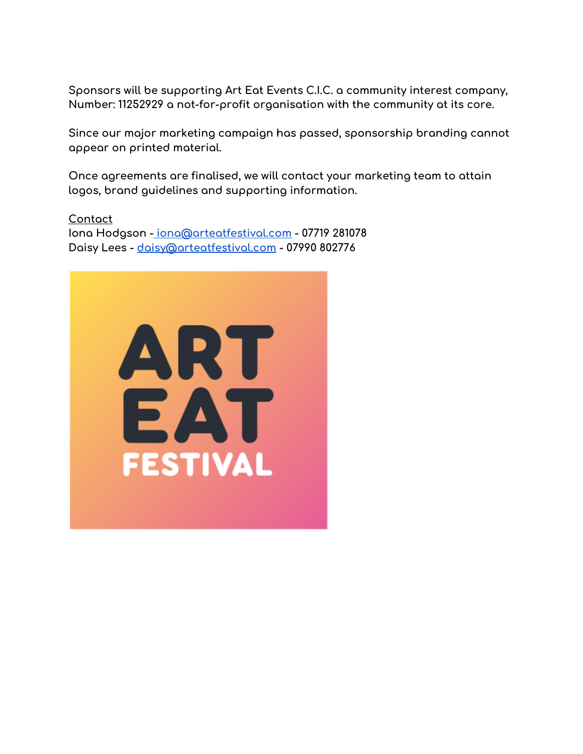Sponsors will be supporting Art Eat Events C.I.C. a community interest company, Number: 11252929 a not-for-profit organisation with the community at its core.

Since our major marketing campaign has passed, sponsorship branding cannot appear on printed material.

Once agreements are finalised, we will contact your marketing team to attain logos, brand guidelines and supporting information.

Contact
Iona Hodgson - iona@arteatfestival.com - 07719 281078
Daisy Lees - daisy@arteatfestival.com - 07990 802776

ART
EAT
FESTIVAL